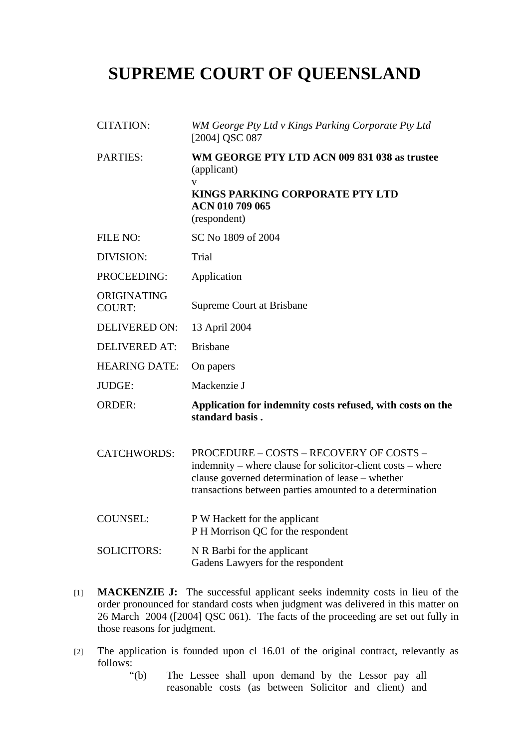# SUPREME COURT OF QUEENSLAND

| | |
|---|---|
| CITATION: | *WM George Pty Ltd v Kings Parking Corporate Pty Ltd* [2004] QSC 087 |
| PARTIES: | **WM GEORGE PTY LTD ACN 009 831 038 as trustee** (applicant) v **KINGS PARKING CORPORATE PTY LTD ACN 010 709 065** (respondent) |
| FILE NO: | SC No 1809 of 2004 |
| DIVISION: | Trial |
| PROCEEDING: | Application |
| ORIGINATING COURT: | Supreme Court at Brisbane |
| DELIVERED ON: | 13 April 2004 |
| DELIVERED AT: | Brisbane |
| HEARING DATE: | On papers |
| JUDGE: | Mackenzie J |
| ORDER: | **Application for indemnity costs refused, with costs on the standard basis .** |
| CATCHWORDS: | PROCEDURE – COSTS – RECOVERY OF COSTS – indemnity – where clause for solicitor-client costs – where clause governed determination of lease – whether transactions between parties amounted to a determination |
| COUNSEL: | P W Hackett for the applicant<br>P H Morrison QC for the respondent |
| SOLICITORS: | N R Barbi for the applicant<br>Gadens Lawyers for the respondent |

[1] **MACKENZIE J:** The successful applicant seeks indemnity costs in lieu of the order pronounced for standard costs when judgment was delivered in this matter on 26 March 2004 ([2004] QSC 061). The facts of the proceeding are set out fully in those reasons for judgment.

[2] The application is founded upon cl 16.01 of the original contract, relevantly as follows:

> "(b) The Lessee shall upon demand by the Lessor pay all reasonable costs (as between Solicitor and client) and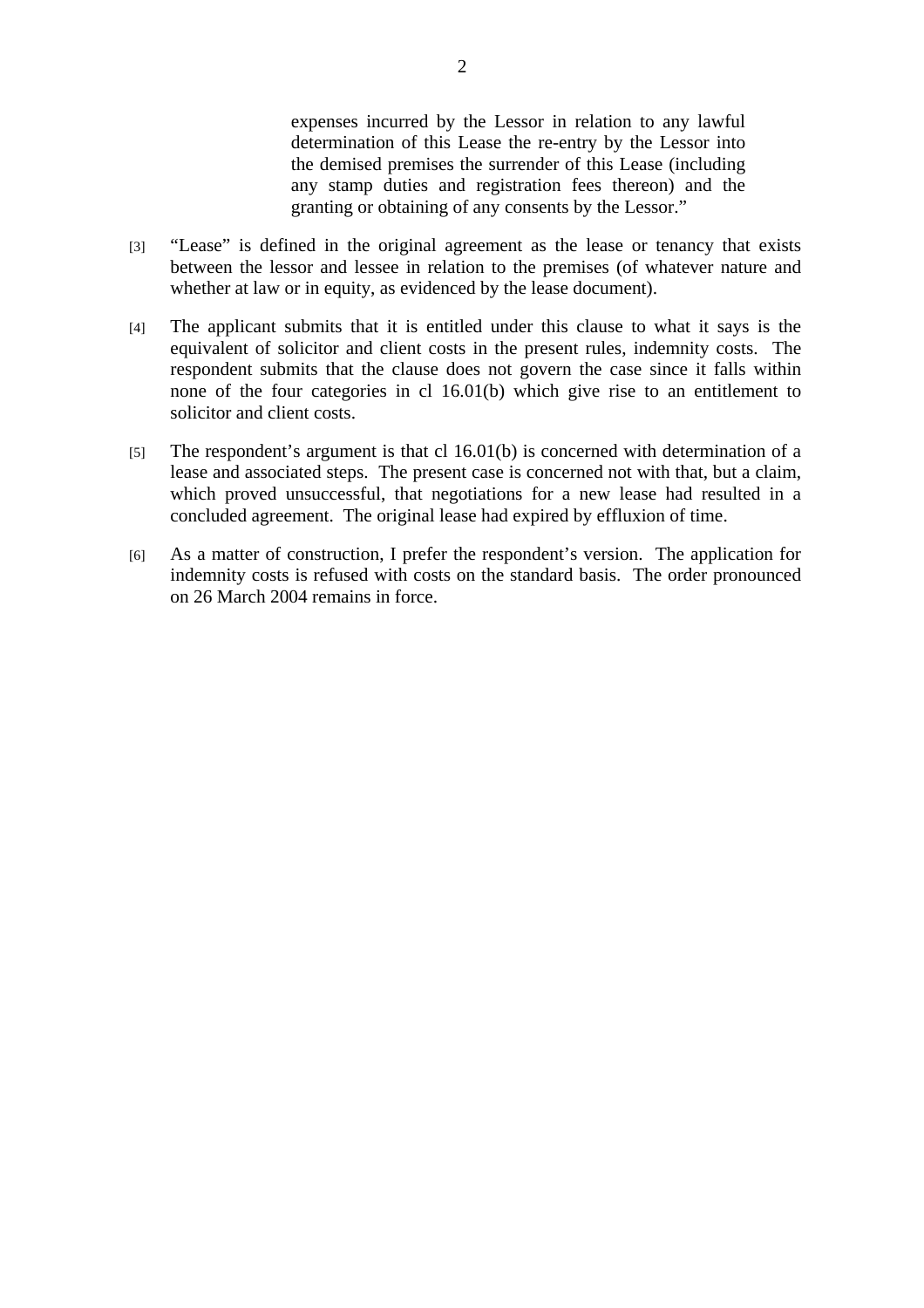> expenses incurred by the Lessor in relation to any lawful determination of this Lease the re-entry by the Lessor into the demised premises the surrender of this Lease (including any stamp duties and registration fees thereon) and the granting or obtaining of any consents by the Lessor."

[3] "Lease" is defined in the original agreement as the lease or tenancy that exists between the lessor and lessee in relation to the premises (of whatever nature and whether at law or in equity, as evidenced by the lease document).

[4] The applicant submits that it is entitled under this clause to what it says is the equivalent of solicitor and client costs in the present rules, indemnity costs. The respondent submits that the clause does not govern the case since it falls within none of the four categories in cl 16.01(b) which give rise to an entitlement to solicitor and client costs.

[5] The respondent's argument is that cl 16.01(b) is concerned with determination of a lease and associated steps. The present case is concerned not with that, but a claim, which proved unsuccessful, that negotiations for a new lease had resulted in a concluded agreement. The original lease had expired by effluxion of time.

[6] As a matter of construction, I prefer the respondent's version. The application for indemnity costs is refused with costs on the standard basis. The order pronounced on 26 March 2004 remains in force.